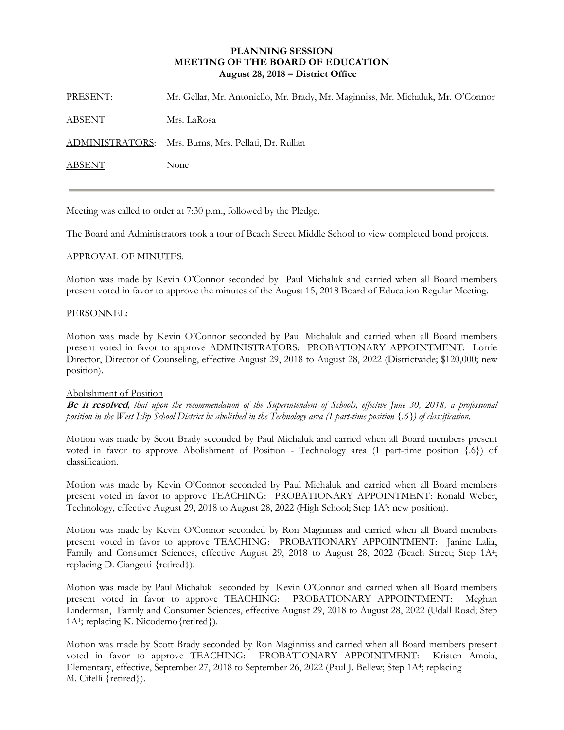**PLANNING SESSION**
**MEETING OF THE BOARD OF EDUCATION**
**August 28, 2018 – District Office**

PRESENT: Mr. Gellar, Mr. Antoniello, Mr. Brady, Mr. Maginniss, Mr. Michaluk, Mr. O'Connor

ABSENT: Mrs. LaRosa

ADMINISTRATORS: Mrs. Burns, Mrs. Pellati, Dr. Rullan

ABSENT: None

---

Meeting was called to order at 7:30 p.m., followed by the Pledge.

The Board and Administrators took a tour of Beach Street Middle School to view completed bond projects.

APPROVAL OF MINUTES:

Motion was made by Kevin O'Connor seconded by Paul Michaluk and carried when all Board members present voted in favor to approve the minutes of the August 15, 2018 Board of Education Regular Meeting.

PERSONNEL:

Motion was made by Kevin O'Connor seconded by Paul Michaluk and carried when all Board members present voted in favor to approve ADMINISTRATORS: PROBATIONARY APPOINTMENT: Lorrie Director, Director of Counseling, effective August 29, 2018 to August 28, 2022 (Districtwide; $120,000; new position).

Abolishment of Position

***Be it resolved**, that upon the recommendation of the Superintendent of Schools, effective June 30, 2018, a professional position in the West Islip School District be abolished in the Technology area (1 part-time position {.6}) of classification.*

Motion was made by Scott Brady seconded by Paul Michaluk and carried when all Board members present voted in favor to approve Abolishment of Position - Technology area (1 part-time position {.6}) of classification.

Motion was made by Kevin O'Connor seconded by Paul Michaluk and carried when all Board members present voted in favor to approve TEACHING: PROBATIONARY APPOINTMENT: Ronald Weber, Technology, effective August 29, 2018 to August 28, 2022 (High School; Step 1A[5]: new position).

Motion was made by Kevin O'Connor seconded by Ron Maginniss and carried when all Board members present voted in favor to approve TEACHING: PROBATIONARY APPOINTMENT: Janine Lalia, Family and Consumer Sciences, effective August 29, 2018 to August 28, 2022 (Beach Street; Step 1A[4]; replacing D. Ciangetti {retired}).

Motion was made by Paul Michaluk seconded by Kevin O'Connor and carried when all Board members present voted in favor to approve TEACHING: PROBATIONARY APPOINTMENT: Meghan Linderman, Family and Consumer Sciences, effective August 29, 2018 to August 28, 2022 (Udall Road; Step 1A[1]; replacing K. Nicodemo{retired}).

Motion was made by Scott Brady seconded by Ron Maginniss and carried when all Board members present voted in favor to approve TEACHING: PROBATIONARY APPOINTMENT: Kristen Amoia, Elementary, effective, September 27, 2018 to September 26, 2022 (Paul J. Bellew; Step 1A[4]; replacing M. Cifelli {retired}).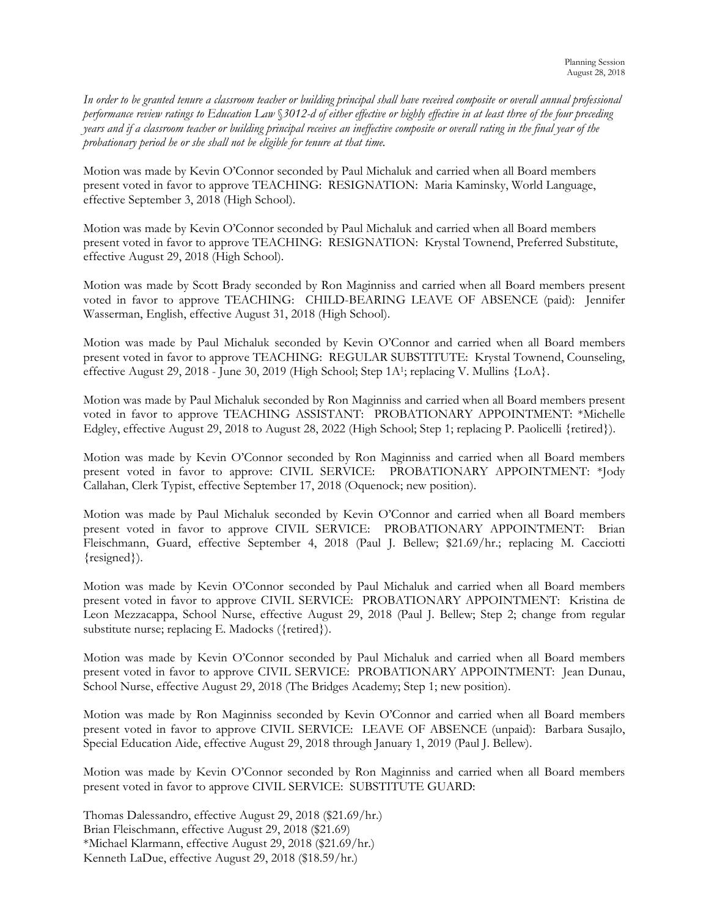*In order to be granted tenure a classroom teacher or building principal shall have received composite or overall annual professional performance review ratings to Education Law §3012-d of either effective or highly effective in at least three of the four preceding years and if a classroom teacher or building principal receives an ineffective composite or overall rating in the final year of the probationary period he or she shall not be eligible for tenure at that time.*

Motion was made by Kevin O'Connor seconded by Paul Michaluk and carried when all Board members present voted in favor to approve TEACHING: RESIGNATION: Maria Kaminsky, World Language, effective September 3, 2018 (High School).

Motion was made by Kevin O'Connor seconded by Paul Michaluk and carried when all Board members present voted in favor to approve TEACHING: RESIGNATION: Krystal Townend, Preferred Substitute, effective August 29, 2018 (High School).

Motion was made by Scott Brady seconded by Ron Maginniss and carried when all Board members present voted in favor to approve TEACHING: CHILD-BEARING LEAVE OF ABSENCE (paid): Jennifer Wasserman, English, effective August 31, 2018 (High School).

Motion was made by Paul Michaluk seconded by Kevin O'Connor and carried when all Board members present voted in favor to approve TEACHING: REGULAR SUBSTITUTE: Krystal Townend, Counseling, effective August 29, 2018 - June 30, 2019 (High School; Step 1A[1]; replacing V. Mullins {LoA}.

Motion was made by Paul Michaluk seconded by Ron Maginniss and carried when all Board members present voted in favor to approve TEACHING ASSISTANT: PROBATIONARY APPOINTMENT: *Michelle Edgley, effective August 29, 2018 to August 28, 2022 (High School; Step 1; replacing P. Paolicelli {retired}).

Motion was made by Kevin O'Connor seconded by Ron Maginniss and carried when all Board members present voted in favor to approve: CIVIL SERVICE: PROBATIONARY APPOINTMENT: *Jody Callahan, Clerk Typist, effective September 17, 2018 (Oquenock; new position).

Motion was made by Paul Michaluk seconded by Kevin O'Connor and carried when all Board members present voted in favor to approve CIVIL SERVICE: PROBATIONARY APPOINTMENT: Brian Fleischmann, Guard, effective September 4, 2018 (Paul J. Bellew; $21.69/hr.; replacing M. Cacciotti {resigned}).

Motion was made by Kevin O'Connor seconded by Paul Michaluk and carried when all Board members present voted in favor to approve CIVIL SERVICE: PROBATIONARY APPOINTMENT: Kristina de Leon Mezzacappa, School Nurse, effective August 29, 2018 (Paul J. Bellew; Step 2; change from regular substitute nurse; replacing E. Madocks ({retired}).

Motion was made by Kevin O'Connor seconded by Paul Michaluk and carried when all Board members present voted in favor to approve CIVIL SERVICE: PROBATIONARY APPOINTMENT: Jean Dunau, School Nurse, effective August 29, 2018 (The Bridges Academy; Step 1; new position).

Motion was made by Ron Maginniss seconded by Kevin O'Connor and carried when all Board members present voted in favor to approve CIVIL SERVICE: LEAVE OF ABSENCE (unpaid): Barbara Susajlo, Special Education Aide, effective August 29, 2018 through January 1, 2019 (Paul J. Bellew).

Motion was made by Kevin O'Connor seconded by Ron Maginniss and carried when all Board members present voted in favor to approve CIVIL SERVICE: SUBSTITUTE GUARD:

Thomas Dalessandro, effective August 29, 2018 ($21.69/hr.)
Brian Fleischmann, effective August 29, 2018 ($21.69)
*Michael Klarmann, effective August 29, 2018 ($21.69/hr.)
Kenneth LaDue, effective August 29, 2018 ($18.59/hr.)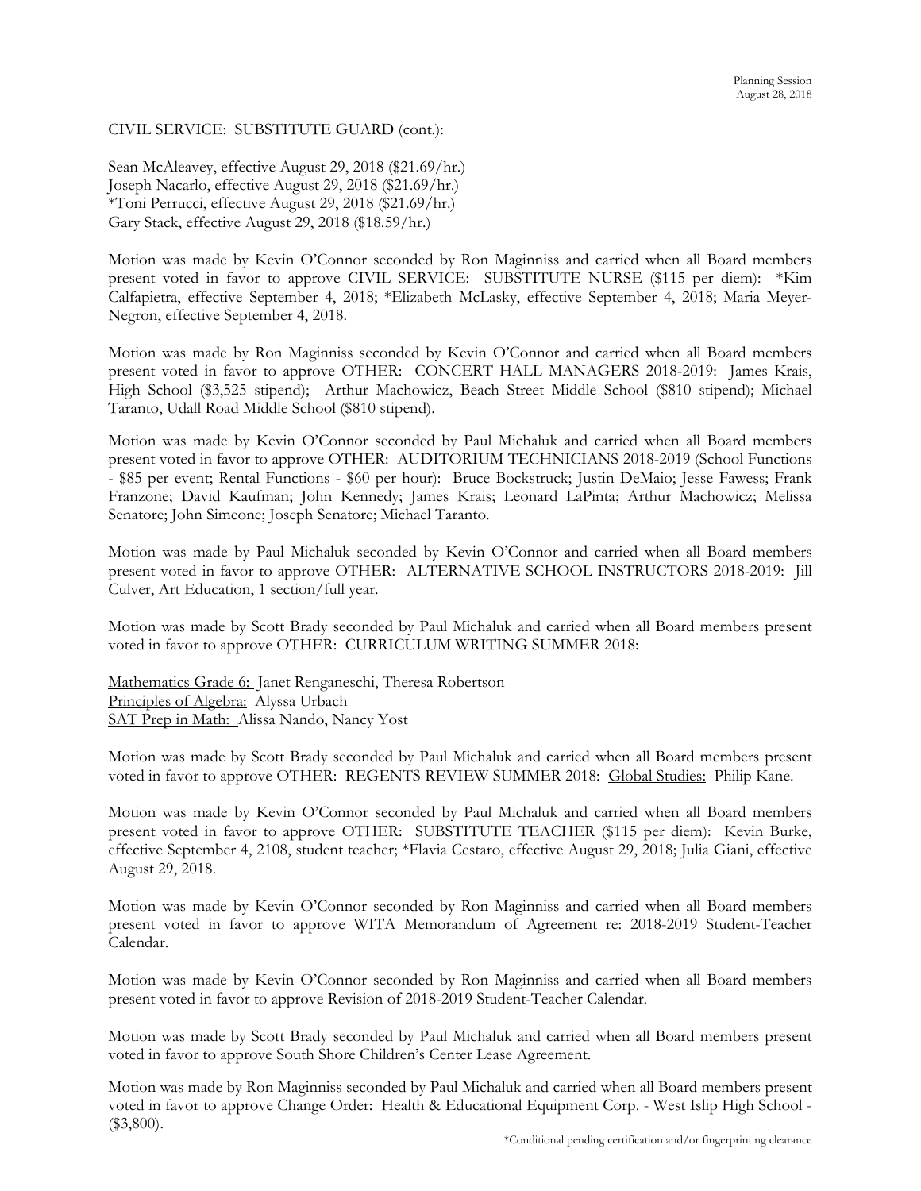CIVIL SERVICE: SUBSTITUTE GUARD (cont.):

Sean McAleavey, effective August 29, 2018 ($21.69/hr.)
Joseph Nacarlo, effective August 29, 2018 ($21.69/hr.)
*Toni Perrucci, effective August 29, 2018 ($21.69/hr.)
Gary Stack, effective August 29, 2018 ($18.59/hr.)

Motion was made by Kevin O'Connor seconded by Ron Maginniss and carried when all Board members present voted in favor to approve CIVIL SERVICE: SUBSTITUTE NURSE ($115 per diem): *Kim Calfapietra, effective September 4, 2018; *Elizabeth McLasky, effective September 4, 2018; Maria Meyer-Negron, effective September 4, 2018.

Motion was made by Ron Maginniss seconded by Kevin O'Connor and carried when all Board members present voted in favor to approve OTHER: CONCERT HALL MANAGERS 2018-2019: James Krais, High School ($3,525 stipend); Arthur Machowicz, Beach Street Middle School ($810 stipend); Michael Taranto, Udall Road Middle School ($810 stipend).

Motion was made by Kevin O'Connor seconded by Paul Michaluk and carried when all Board members present voted in favor to approve OTHER: AUDITORIUM TECHNICIANS 2018-2019 (School Functions - $85 per event; Rental Functions - $60 per hour): Bruce Bockstruck; Justin DeMaio; Jesse Fawess; Frank Franzone; David Kaufman; John Kennedy; James Krais; Leonard LaPinta; Arthur Machowicz; Melissa Senatore; John Simeone; Joseph Senatore; Michael Taranto.

Motion was made by Paul Michaluk seconded by Kevin O'Connor and carried when all Board members present voted in favor to approve OTHER: ALTERNATIVE SCHOOL INSTRUCTORS 2018-2019: Jill Culver, Art Education, 1 section/full year.

Motion was made by Scott Brady seconded by Paul Michaluk and carried when all Board members present voted in favor to approve OTHER: CURRICULUM WRITING SUMMER 2018:

Mathematics Grade 6: Janet Renganeschi, Theresa Robertson
Principles of Algebra: Alyssa Urbach
SAT Prep in Math: Alissa Nando, Nancy Yost

Motion was made by Scott Brady seconded by Paul Michaluk and carried when all Board members present voted in favor to approve OTHER: REGENTS REVIEW SUMMER 2018: Global Studies: Philip Kane.

Motion was made by Kevin O'Connor seconded by Paul Michaluk and carried when all Board members present voted in favor to approve OTHER: SUBSTITUTE TEACHER ($115 per diem): Kevin Burke, effective September 4, 2108, student teacher; *Flavia Cestaro, effective August 29, 2018; Julia Giani, effective August 29, 2018.

Motion was made by Kevin O'Connor seconded by Ron Maginniss and carried when all Board members present voted in favor to approve WITA Memorandum of Agreement re: 2018-2019 Student-Teacher Calendar.

Motion was made by Kevin O'Connor seconded by Ron Maginniss and carried when all Board members present voted in favor to approve Revision of 2018-2019 Student-Teacher Calendar.

Motion was made by Scott Brady seconded by Paul Michaluk and carried when all Board members present voted in favor to approve South Shore Children's Center Lease Agreement.

Motion was made by Ron Maginniss seconded by Paul Michaluk and carried when all Board members present voted in favor to approve Change Order: Health & Educational Equipment Corp. - West Islip High School - ($3,800).

*Conditional pending certification and/or fingerprinting clearance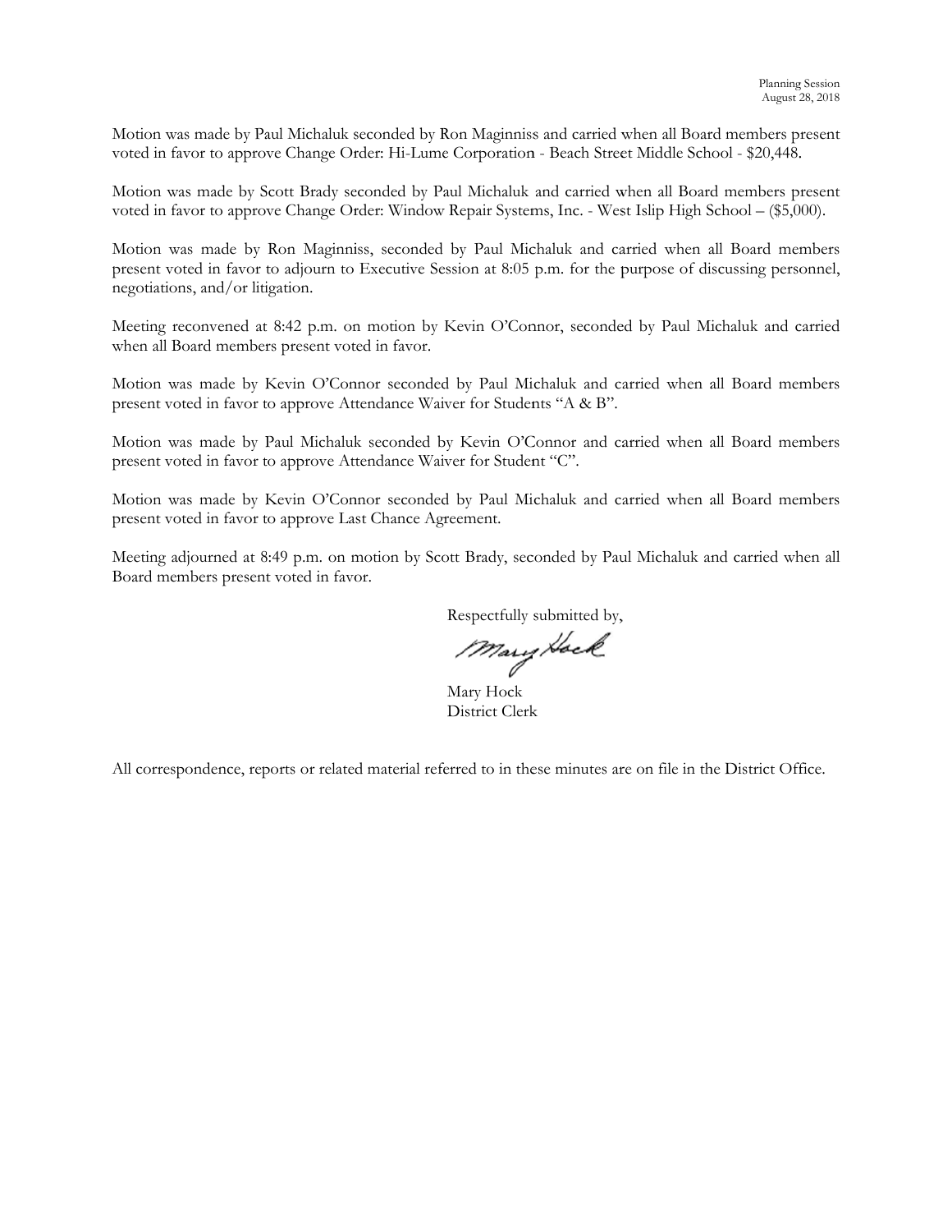Motion was made by Paul Michaluk seconded by Ron Maginniss and carried when all Board members present voted in favor to approve Change Order: Hi-Lume Corporation - Beach Street Middle School - $20,448.

Motion was made by Scott Brady seconded by Paul Michaluk and carried when all Board members present voted in favor to approve Change Order: Window Repair Systems, Inc. - West Islip High School – ($5,000).

Motion was made by Ron Maginniss, seconded by Paul Michaluk and carried when all Board members present voted in favor to adjourn to Executive Session at 8:05 p.m. for the purpose of discussing personnel, negotiations, and/or litigation.

Meeting reconvened at 8:42 p.m. on motion by Kevin O'Connor, seconded by Paul Michaluk and carried when all Board members present voted in favor.

Motion was made by Kevin O'Connor seconded by Paul Michaluk and carried when all Board members present voted in favor to approve Attendance Waiver for Students "A & B".

Motion was made by Paul Michaluk seconded by Kevin O'Connor and carried when all Board members present voted in favor to approve Attendance Waiver for Student "C".

Motion was made by Kevin O'Connor seconded by Paul Michaluk and carried when all Board members present voted in favor to approve Last Chance Agreement.

Meeting adjourned at 8:49 p.m. on motion by Scott Brady, seconded by Paul Michaluk and carried when all Board members present voted in favor.

Respectfully submitted by,

Mary Hock

Mary Hock
District Clerk

All correspondence, reports or related material referred to in these minutes are on file in the District Office.